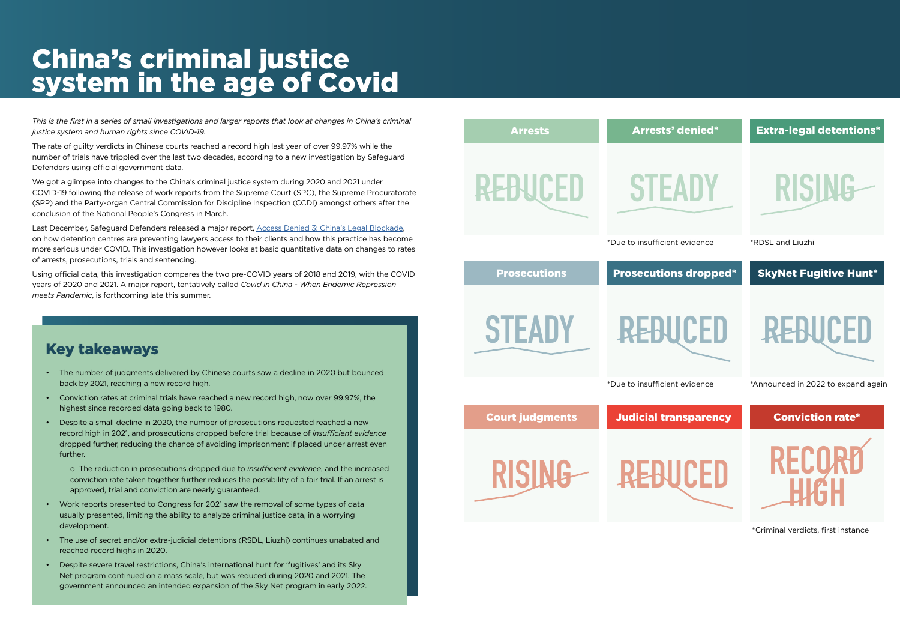# China's criminal justice system in the age of Covid

*This is the first in a series of small investigations and larger reports that look at changes in China's criminal justice system and human rights since COVID-19.*

The rate of guilty verdicts in Chinese courts reached a record high last year of over 99.97% while the number of trials have tripled over the last two decades, according to a new investigation by Safeguard Defenders using official government data.

We got a glimpse into changes to the China's criminal justice system during 2020 and 2021 under COVID-19 following the release of work reports from the Supreme Court (SPC), the Supreme Procuratorate (SPP) and the Party-organ Central Commission for Discipline Inspection (CCDI) amongst others after the conclusion of the National People's Congress in March.

Last December, Safeguard Defenders released a major report, Access Denied 3: China's Legal Blockade, on how detention centres are preventing lawyers access to their clients and how this practice has become more serious under COVID. This investigation however looks at basic quantitative data on changes to rates of arrests, prosecutions, trials and sentencing.

Using official data, this investigation compares the two pre-COVID years of 2018 and 2019, with the COVID years of 2020 and 2021. A major report, tentatively called *Covid in China - When Endemic Repression meets Pandemic*, is forthcoming late this summer.

## Key takeaways

- The number of judgments delivered by Chinese courts saw a decline in 2020 but bounced back by 2021, reaching a new record high.
- Conviction rates at criminal trials have reached a new record high, now over 99.97%, the highest since recorded data going back to 1980.
- Despite a small decline in 2020, the number of prosecutions requested reached a new record high in 2021, and prosecutions dropped before trial because of *insufficient evidence* dropped further, reducing the chance of avoiding imprisonment if placed under arrest even further.
    - o The reduction in prosecutions dropped due to *insufficient evidence*, and the increased conviction rate taken together further reduces the possibility of a fair trial. If an arrest is approved, trial and conviction are nearly guaranteed.
- Work reports presented to Congress for 2021 saw the removal of some types of data usually presented, limiting the ability to analyze criminal justice data, in a worrying development.
- The use of secret and/or extra-judicial detentions (RSDL, Liuzhi) continues unabated and reached record highs in 2020.
- Despite severe travel restrictions, China's international hunt for 'fugitives' and its Sky Net program continued on a mass scale, but was reduced during 2020 and 2021. The government announced an intended expansion of the Sky Net program in early 2022.

| Arrests | Arrests' denied* | Extra-legal detentions* |
|---|---|---|
| REDUCED | STEADY | RISING |
| | *Due to insufficient evidence | *RDSL and Liuzhi |

| Prosecutions | Prosecutions dropped* | SkyNet Fugitive Hunt* |
|---|---|---|
| STEADY | REDUCED | REDUCED |
| | *Due to insufficient evidence | *Announced in 2022 to expand again |

| Court judgments | Judicial transparency | Conviction rate* |
|---|---|---|
| RISING | REDUCED | RECORD HIGH |
| | | *Criminal verdicts, first instance |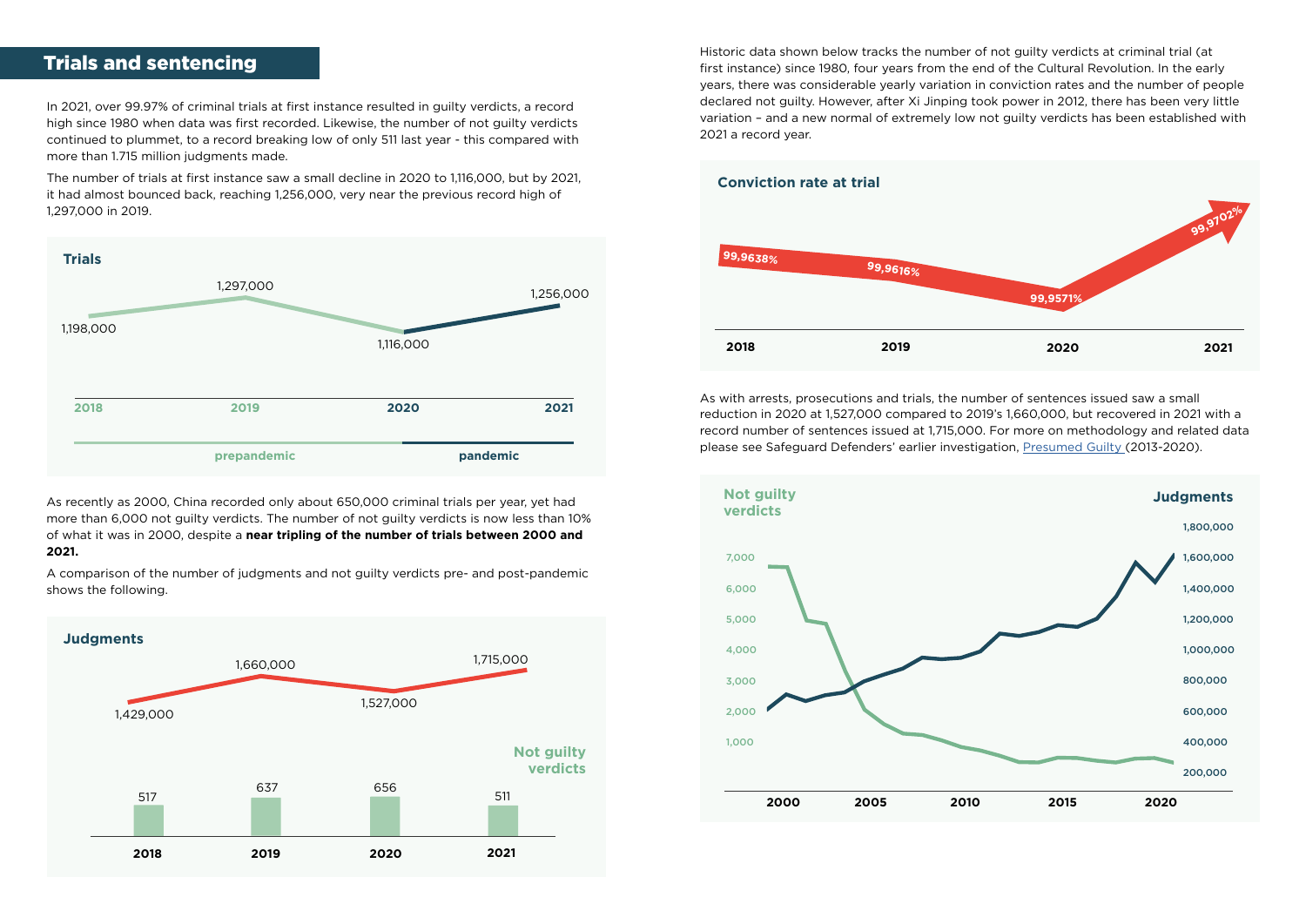## Trials and sentencing

In 2021, over 99.97% of criminal trials at first instance resulted in guilty verdicts, a record high since 1980 when data was first recorded. Likewise, the number of not guilty verdicts continued to plummet, to a record breaking low of only 511 last year - this compared with more than 1.715 million judgments made.

The number of trials at first instance saw a small decline in 2020 to 1,116,000, but by 2021, it had almost bounced back, reaching 1,256,000, very near the previous record high of 1,297,000 in 2019.

**Trials**

| | 2018 | 2019 | 2020 | 2021 |
|---|---|---|---|---|
| Trials | 1,198,000 | 1,297,000 | 1,116,000 | 1,256,000 |
| | prepandemic | | pandemic | |

As recently as 2000, China recorded only about 650,000 criminal trials per year, yet had more than 6,000 not guilty verdicts. The number of not guilty verdicts is now less than 10% of what it was in 2000, despite a **near tripling of the number of trials between 2000 and 2021.**

A comparison of the number of judgments and not guilty verdicts pre- and post-pandemic shows the following.

**Judgments**

| | 2018 | 2019 | 2020 | 2021 |
|---|---|---|---|---|
| Judgments | 1,429,000 | 1,660,000 | 1,527,000 | 1,715,000 |
| Not guilty verdicts | 517 | 637 | 656 | 511 |

Historic data shown below tracks the number of not guilty verdicts at criminal trial (at first instance) since 1980, four years from the end of the Cultural Revolution. In the early years, there was considerable yearly variation in conviction rates and the number of people declared not guilty. However, after Xi Jinping took power in 2012, there has been very little variation – and a new normal of extremely low not guilty verdicts has been established with 2021 a record year.

**Conviction rate at trial**

| 2018 | 2019 | 2020 | 2021 |
|---|---|---|---|
| 99,9638% | 99,9616% | 99,9571% | 99,9702% |

As with arrests, prosecutions and trials, the number of sentences issued saw a small reduction in 2020 at 1,527,000 compared to 2019's 1,660,000, but recovered in 2021 with a record number of sentences issued at 1,715,000. For more on methodology and related data please see Safeguard Defenders' earlier investigation, Presumed Guilty (2013-2020).

**Not guilty verdicts** / **Judgments**

Left axis (Not guilty verdicts): 1,000 – 7,000; Right axis (Judgments): 200,000 – 1,800,000; Years: 2000, 2005, 2010, 2015, 2020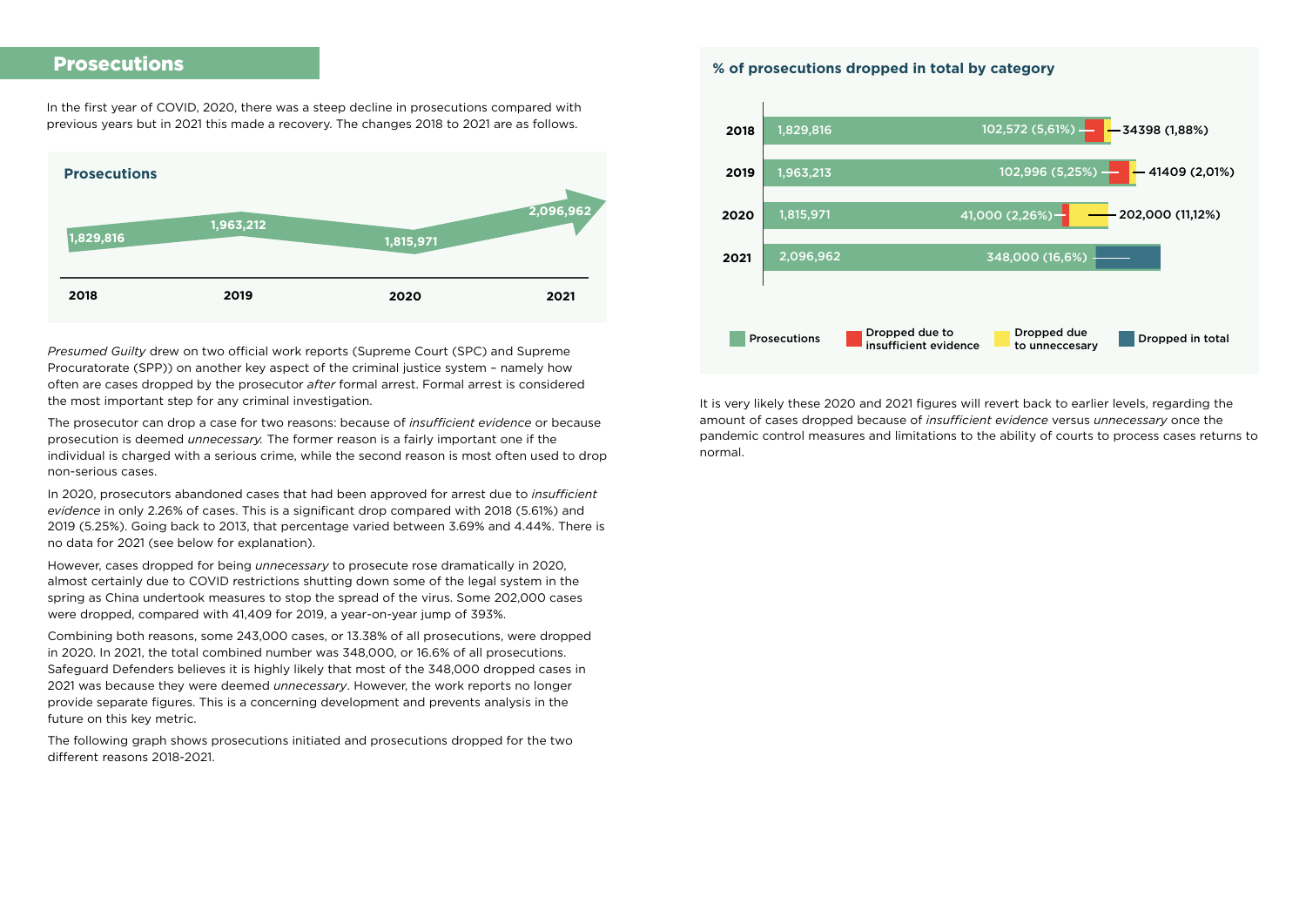## Prosecutions

In the first year of COVID, 2020, there was a steep decline in prosecutions compared with previous years but in 2021 this made a recovery. The changes 2018 to 2021 are as follows.

### Prosecutions

| 2018 | 2019 | 2020 | 2021 |
|---|---|---|---|
| 1,829,816 | 1,963,212 | 1,815,971 | 2,096,962 |

*Presumed Guilty* drew on two official work reports (Supreme Court (SPC) and Supreme Procuratorate (SPP)) on another key aspect of the criminal justice system – namely how often are cases dropped by the prosecutor *after* formal arrest. Formal arrest is considered the most important step for any criminal investigation.

The prosecutor can drop a case for two reasons: because of *insufficient evidence* or because prosecution is deemed *unnecessary.* The former reason is a fairly important one if the individual is charged with a serious crime, while the second reason is most often used to drop non-serious cases.

In 2020, prosecutors abandoned cases that had been approved for arrest due to *insufficient evidence* in only 2.26% of cases. This is a significant drop compared with 2018 (5.61%) and 2019 (5.25%). Going back to 2013, that percentage varied between 3.69% and 4.44%. There is no data for 2021 (see below for explanation).

However, cases dropped for being *unnecessary* to prosecute rose dramatically in 2020, almost certainly due to COVID restrictions shutting down some of the legal system in the spring as China undertook measures to stop the spread of the virus. Some 202,000 cases were dropped, compared with 41,409 for 2019, a year-on-year jump of 393%.

Combining both reasons, some 243,000 cases, or 13.38% of all prosecutions, were dropped in 2020. In 2021, the total combined number was 348,000, or 16.6% of all prosecutions. Safeguard Defenders believes it is highly likely that most of the 348,000 dropped cases in 2021 was because they were deemed *unnecessary*. However, the work reports no longer provide separate figures. This is a concerning development and prevents analysis in the future on this key metric.

The following graph shows prosecutions initiated and prosecutions dropped for the two different reasons 2018-2021.

### % of prosecutions dropped in total by category

| Year | Prosecutions | Dropped due to insufficient evidence | Dropped due to unneccesary | Dropped in total |
|---|---|---|---|---|
| 2018 | 1,829,816 | 102,572 (5,61%) | 34398 (1,88%) | |
| 2019 | 1,963,213 | 102,996 (5,25%) | 41409 (2,01%) | |
| 2020 | 1,815,971 | 41,000 (2,26%) | 202,000 (11,12%) | |
| 2021 | 2,096,962 | | | 348,000 (16,6%) |

It is very likely these 2020 and 2021 figures will revert back to earlier levels, regarding the amount of cases dropped because of *insufficient evidence* versus *unnecessary* once the pandemic control measures and limitations to the ability of courts to process cases returns to normal.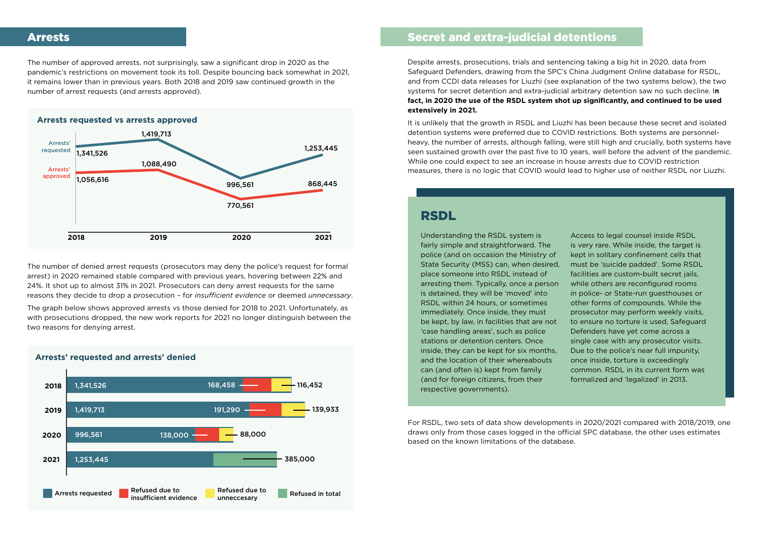## Arrests

The number of approved arrests, not surprisingly, saw a significant drop in 2020 as the pandemic's restrictions on movement took its toll. Despite bouncing back somewhat in 2021, it remains lower than in previous years. Both 2018 and 2019 saw continued growth in the number of arrest requests (and arrests approved).

**Arrests requested vs arrests approved**

| | 2018 | 2019 | 2020 | 2021 |
|---|---|---|---|---|
| Arrests' requested | 1,341,526 | 1,419,713 | 996,561 | 1,253,445 |
| Arrests' approved | 1,056,616 | 1,088,490 | 770,561 | 868,445 |

The number of denied arrest requests (prosecutors may deny the police's request for formal arrest) in 2020 remained stable compared with previous years, hovering between 22% and 24%. It shot up to almost 31% in 2021. Prosecutors can deny arrest requests for the same reasons they decide to drop a prosecution – for *insufficient evidence* or deemed *unnecessary*.

The graph below shows approved arrests vs those denied for 2018 to 2021. Unfortunately, as with prosecutions dropped, the new work reports for 2021 no longer distinguish between the two reasons for denying arrest.

**Arrests' requested and arrests' denied**

| | Arrests requested | Refused due to insufficient evidence | Refused due to unneccesary | Refused in total |
|---|---|---|---|---|
| 2018 | 1,341,526 | 168,458 | 116,452 | |
| 2019 | 1,419,713 | 191,290 | 139,933 | |
| 2020 | 996,561 | 138,000 | 88,000 | |
| 2021 | 1,253,445 | | | 385,000 |

## Secret and extra-judicial detentions

Despite arrests, prosecutions, trials and sentencing taking a big hit in 2020, data from Safeguard Defenders, drawing from the SPC's China Judgment Online database for RSDL, and from CCDI data releases for Liuzhi (see explanation of the two systems below), the two systems for secret detention and extra-judicial arbitrary detention saw no such decline. I**n fact, in 2020 the use of the RSDL system shot up significantly, and continued to be used extensively in 2021.**

It is unlikely that the growth in RSDL and Liuzhi has been because these secret and isolated detention systems were preferred due to COVID restrictions. Both systems are personnel-heavy, the number of arrests, although falling, were still high and crucially, both systems have seen sustained growth over the past five to 10 years, well before the advent of the pandemic. While one could expect to see an increase in house arrests due to COVID restriction measures, there is no logic that COVID would lead to higher use of neither RSDL nor Liuzhi.

### RSDL

Understanding the RSDL system is fairly simple and straightforward. The police (and on occasion the Ministry of State Security (MSS) can, when desired, place someone into RSDL instead of arresting them. Typically, once a person is detained, they will be 'moved' into RSDL within 24 hours, or sometimes immediately. Once inside, they must be kept, by law, in facilities that are not 'case handling areas', such as police stations or detention centers. Once inside, they can be kept for six months, and the location of their whereabouts can (and often is) kept from family (and for foreign citizens, from their respective governments).

Access to legal counsel inside RSDL is very rare. While inside, the target is kept in solitary confinement cells that must be 'suicide padded'. Some RSDL facilities are custom-built secret jails, while others are reconfigured rooms in police- or State-run guesthouses or other forms of compounds. While the prosecutor may perform weekly visits, to ensure no torture is used, Safeguard Defenders have yet come across a single case with any prosecutor visits. Due to the police's near full impunity, once inside, torture is exceedingly common. RSDL in its current form was formalized and 'legalized' in 2013.

For RSDL, two sets of data show developments in 2020/2021 compared with 2018/2019, one draws only from those cases logged in the official SPC database, the other uses estimates based on the known limitations of the database.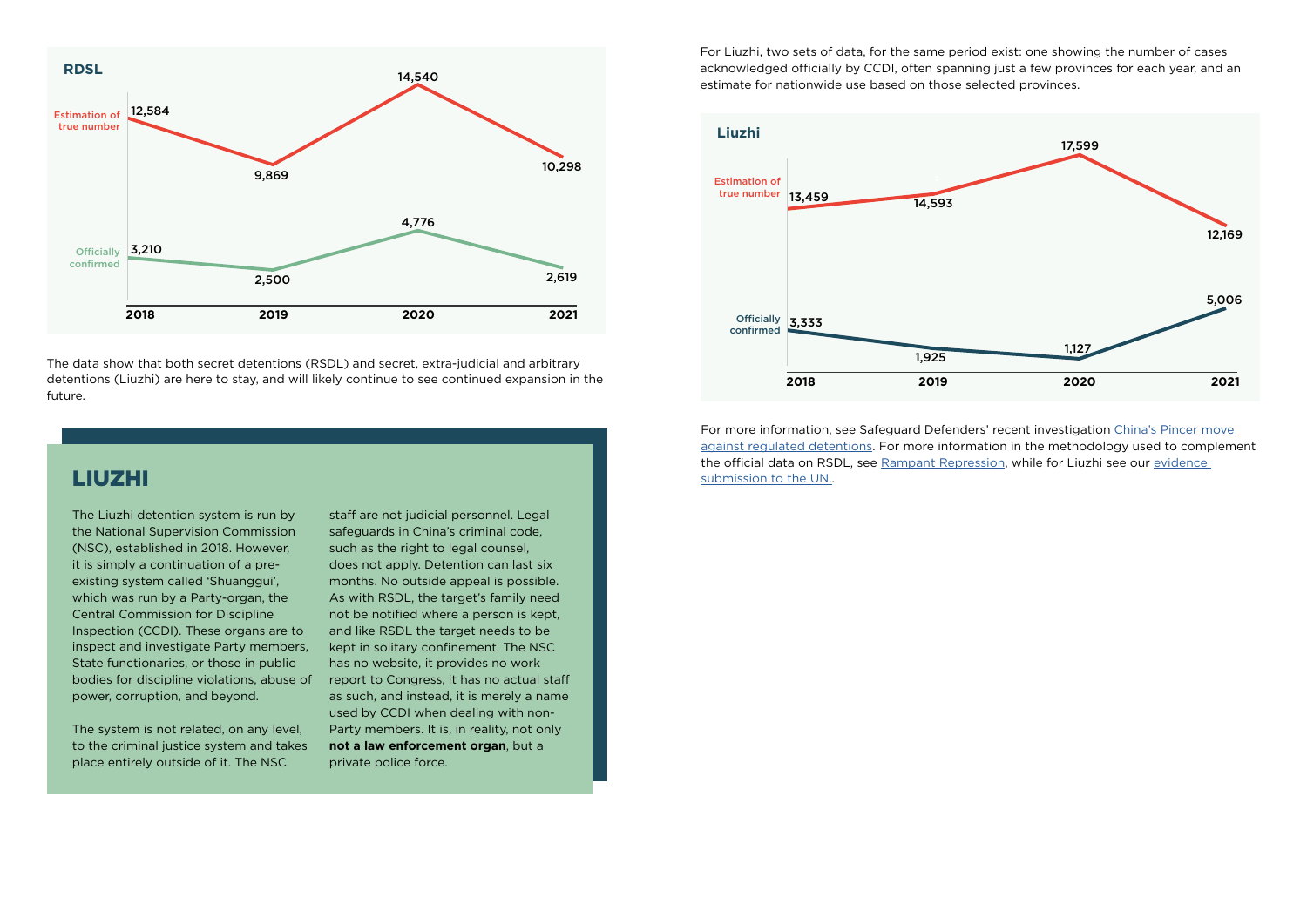**RDSL**

| | 2018 | 2019 | 2020 | 2021 |
|---|---|---|---|---|
| Estimation of true number | 12,584 | 9,869 | 14,540 | 10,298 |
| Officially confirmed | 3,210 | 2,500 | 4,776 | 2,619 |

The data show that both secret detentions (RSDL) and secret, extra-judicial and arbitrary detentions (Liuzhi) are here to stay, and will likely continue to see continued expansion in the future.

## LIUZHI

The Liuzhi detention system is run by the National Supervision Commission (NSC), established in 2018. However, it is simply a continuation of a pre-existing system called 'Shuanggui', which was run by a Party-organ, the Central Commission for Discipline Inspection (CCDI). These organs are to inspect and investigate Party members, State functionaries, or those in public bodies for discipline violations, abuse of power, corruption, and beyond.

The system is not related, on any level, to the criminal justice system and takes place entirely outside of it. The NSC staff are not judicial personnel. Legal safeguards in China's criminal code, such as the right to legal counsel, does not apply. Detention can last six months. No outside appeal is possible. As with RSDL, the target's family need not be notified where a person is kept, and like RSDL the target needs to be kept in solitary confinement. The NSC has no website, it provides no work report to Congress, it has no actual staff as such, and instead, it is merely a name used by CCDI when dealing with non-Party members. It is, in reality, not only **not a law enforcement organ**, but a private police force.

For Liuzhi, two sets of data, for the same period exist: one showing the number of cases acknowledged officially by CCDI, often spanning just a few provinces for each year, and an estimate for nationwide use based on those selected provinces.

**Liuzhi**

| | 2018 | 2019 | 2020 | 2021 |
|---|---|---|---|---|
| Estimation of true number | 13,459 | 14,593 | 17,599 | 12,169 |
| Officially confirmed | 3,333 | 1,925 | 1,127 | 5,006 |

For more information, see Safeguard Defenders' recent investigation China's Pincer move against regulated detentions. For more information in the methodology used to complement the official data on RSDL, see Rampant Repression, while for Liuzhi see our evidence submission to the UN..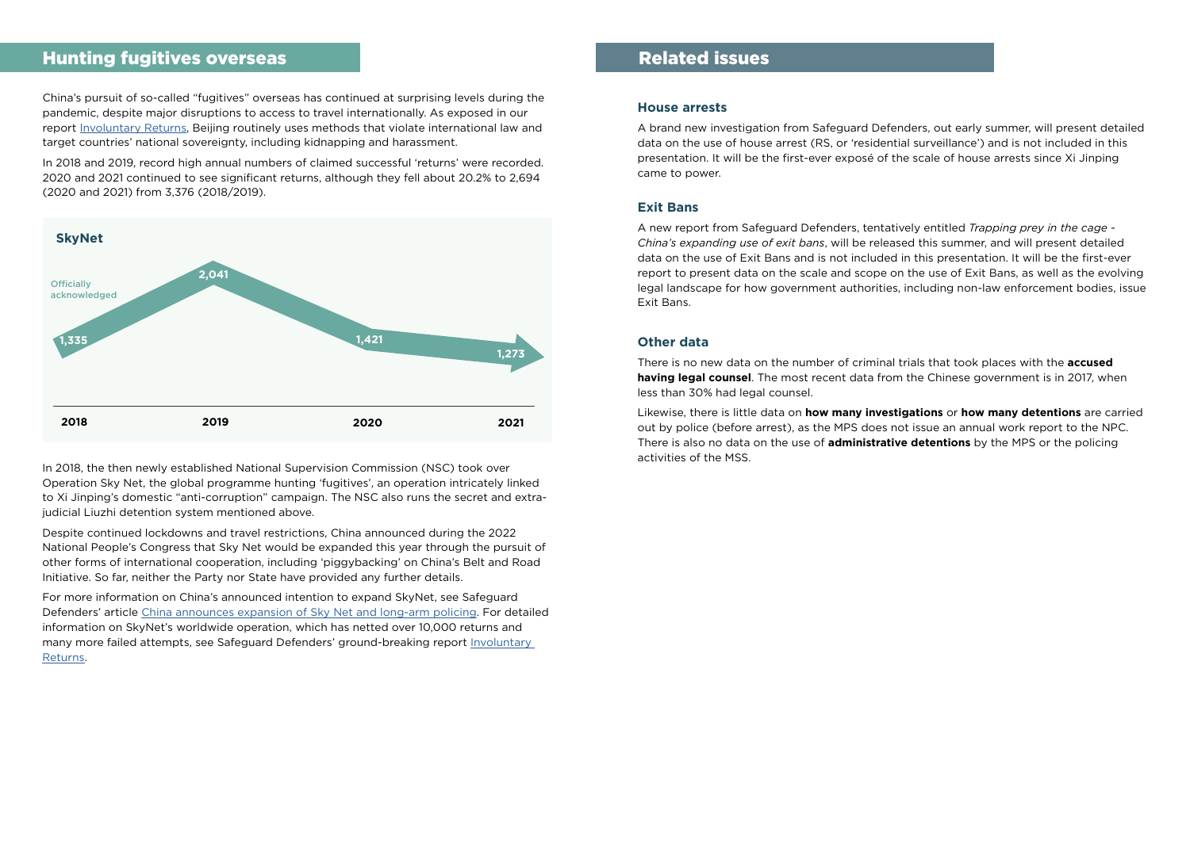## Hunting fugitives overseas

China's pursuit of so-called "fugitives" overseas has continued at surprising levels during the pandemic, despite major disruptions to access to travel internationally. As exposed in our report Involuntary Returns, Beijing routinely uses methods that violate international law and target countries' national sovereignty, including kidnapping and harassment.

In 2018 and 2019, record high annual numbers of claimed successful 'returns' were recorded. 2020 and 2021 continued to see significant returns, although they fell about 20.2% to 2,694 (2020 and 2021) from 3,376 (2018/2019).

SkyNet

Officially acknowledged

1,335

2,041

1,421

1,273

2018

2019

2020

2021

In 2018, the then newly established National Supervision Commission (NSC) took over Operation Sky Net, the global programme hunting 'fugitives', an operation intricately linked to Xi Jinping's domestic "anti-corruption" campaign. The NSC also runs the secret and extra-judicial Liuzhi detention system mentioned above.

Despite continued lockdowns and travel restrictions, China announced during the 2022 National People's Congress that Sky Net would be expanded this year through the pursuit of other forms of international cooperation, including 'piggybacking' on China's Belt and Road Initiative. So far, neither the Party nor State have provided any further details.

For more information on China's announced intention to expand SkyNet, see Safeguard Defenders' article China announces expansion of Sky Net and long-arm policing. For detailed information on SkyNet's worldwide operation, which has netted over 10,000 returns and many more failed attempts, see Safeguard Defenders' ground-breaking report Involuntary Returns.

## Related issues

### House arrests

A brand new investigation from Safeguard Defenders, out early summer, will present detailed data on the use of house arrest (RS, or 'residential surveillance') and is not included in this presentation. It will be the first-ever exposé of the scale of house arrests since Xi Jinping came to power.

### Exit Bans

A new report from Safeguard Defenders, tentatively entitled *Trapping prey in the cage - China's expanding use of exit bans*, will be released this summer, and will present detailed data on the use of Exit Bans and is not included in this presentation. It will be the first-ever report to present data on the scale and scope on the use of Exit Bans, as well as the evolving legal landscape for how government authorities, including non-law enforcement bodies, issue Exit Bans.

### Other data

There is no new data on the number of criminal trials that took places with the **accused having legal counsel**. The most recent data from the Chinese government is in 2017, when less than 30% had legal counsel.

Likewise, there is little data on **how many investigations** or **how many detentions** are carried out by police (before arrest), as the MPS does not issue an annual work report to the NPC. There is also no data on the use of **administrative detentions** by the MPS or the policing activities of the MSS.